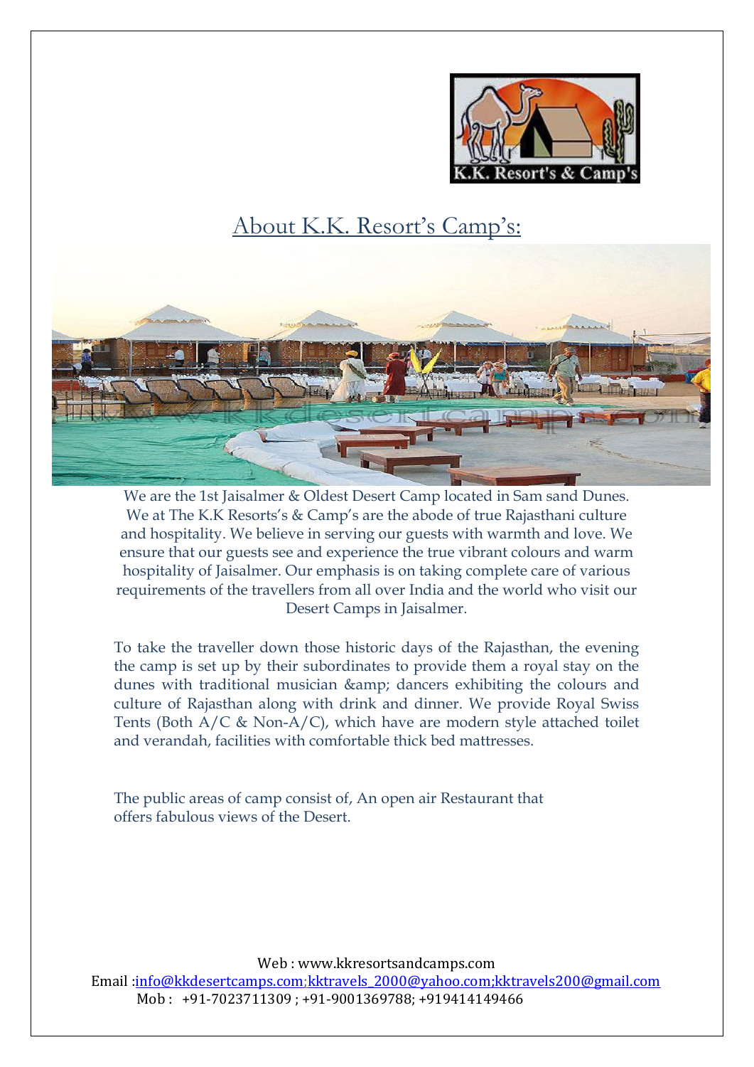## About K.K. Resort's Camp's:

We are the 1st Jaisalmer & Oldest Desert Camp located in Sam sand Dunes. We at The K.K Resorts's & Camp's are the abode of true Rajasthani culture and hospitality. We believe in serving our guests with warmth and love. We ensure that our guests see and experience the true vibrant colours and warm hospitality of Jaisalmer. Our emphasis is on taking complete care of various requirements of the travellers from all over India and the world who visit our Desert Camps in Jaisalmer.

To take the traveller down those historic days of the Rajasthan, the evening the camp is set up by their subordinates to provide them a royal stay on the dunes with traditional musician &amp; dancers exhibiting the colours and culture of Rajasthan along with drink and dinner. We provide Royal Swiss Tents (Both A/C & Non-A/C), which have are modern style attached toilet and verandah, facilities with comfortable thick bed mattresses.

The public areas of camp consist of, An open air Restaurant that offers fabulous views of the Desert.

Web : www.kkresortsandcamps.com
Email :info@kkdesertcamps.com;kktravels_2000@yahoo.com;kktravels200@gmail.com
Mob : +91-7023711309 ; +91-9001369788; +919414149466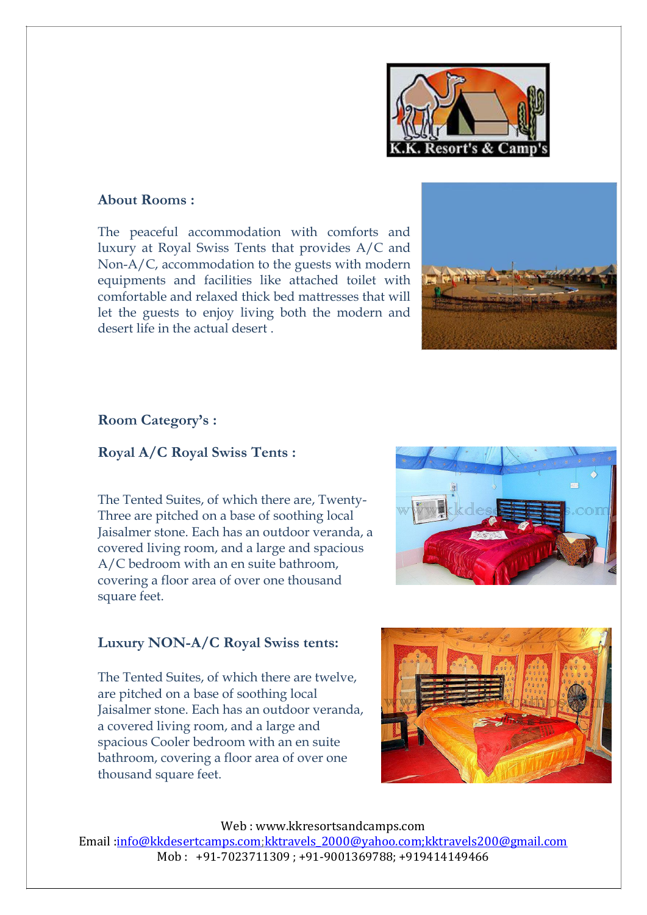## About Rooms :

The peaceful accommodation with comforts and luxury at Royal Swiss Tents that provides A/C and Non-A/C, accommodation to the guests with modern equipments and facilities like attached toilet with comfortable and relaxed thick bed mattresses that will let the guests to enjoy living both the modern and desert life in the actual desert .

## Room Category's :

### Royal A/C Royal Swiss Tents :

The Tented Suites, of which there are, Twenty-Three are pitched on a base of soothing local Jaisalmer stone. Each has an outdoor veranda, a covered living room, and a large and spacious A/C bedroom with an en suite bathroom, covering a floor area of over one thousand square feet.

### Luxury NON-A/C Royal Swiss tents:

The Tented Suites, of which there are twelve, are pitched on a base of soothing local Jaisalmer stone. Each has an outdoor veranda, a covered living room, and a large and spacious Cooler bedroom with an en suite bathroom, covering a floor area of over one thousand square feet.

Web : www.kkresortsandcamps.com
Email :info@kkdesertcamps.com;kktravels_2000@yahoo.com;kktravels200@gmail.com
Mob : +91-7023711309 ; +91-9001369788; +919414149466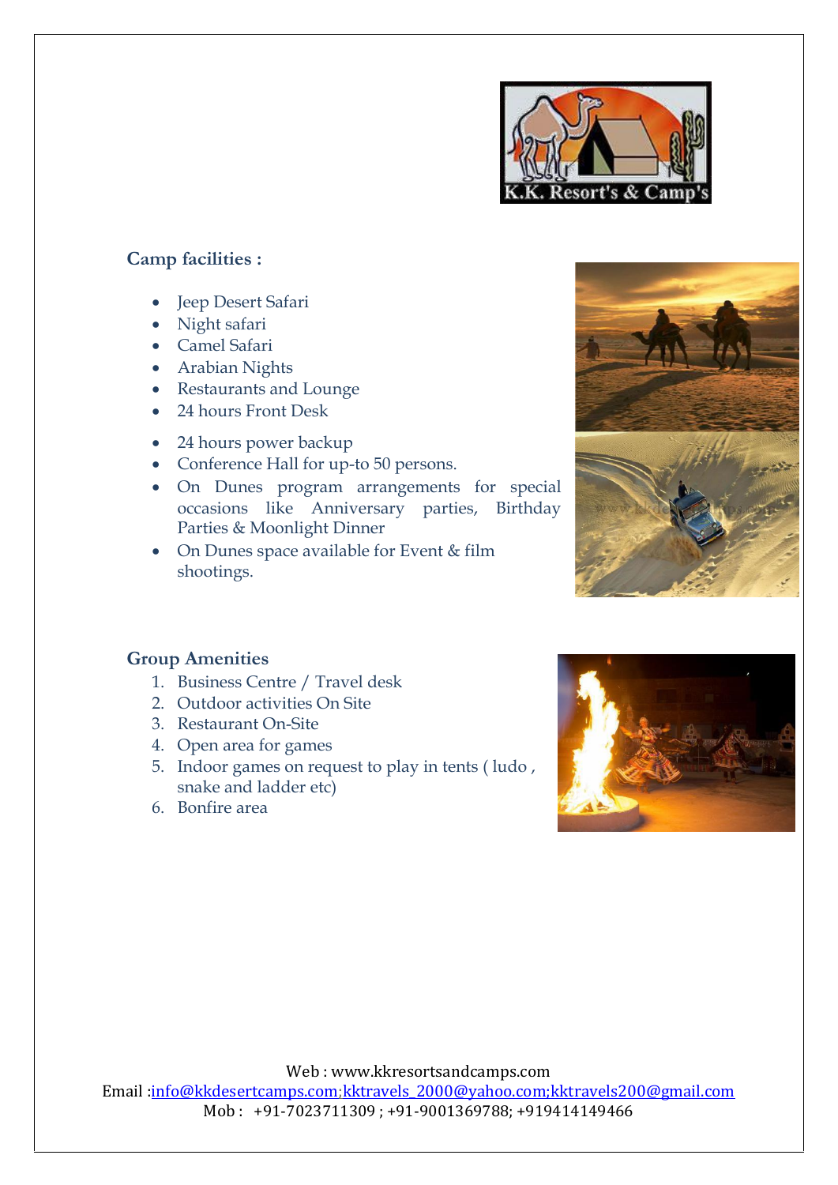K.K. Resort's & Camp's

## Camp facilities :

- Jeep Desert Safari
- Night safari
- Camel Safari
- Arabian Nights
- Restaurants and Lounge
- 24 hours Front Desk
- 24 hours power backup
- Conference Hall for up-to 50 persons.
- On Dunes program arrangements for special occasions like Anniversary parties, Birthday Parties & Moonlight Dinner
- On Dunes space available for Event & film shootings.

## Group Amenities

1. Business Centre / Travel desk
2. Outdoor activities On Site
3. Restaurant On-Site
4. Open area for games
5. Indoor games on request to play in tents ( ludo , snake and ladder etc)
6. Bonfire area

Web : www.kkresortsandcamps.com
Email :info@kkdesertcamps.com;kktravels_2000@yahoo.com;kktravels200@gmail.com
Mob : +91-7023711309 ; +91-9001369788; +919414149466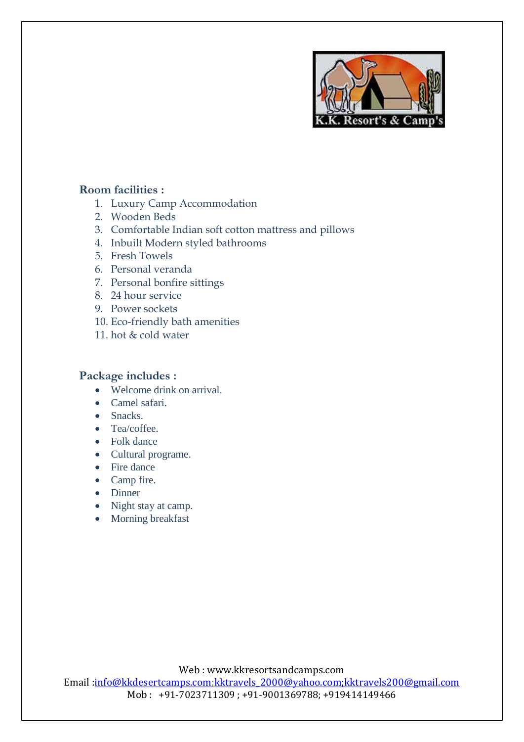**Room facilities :**

1. Luxury Camp Accommodation
2. Wooden Beds
3. Comfortable Indian soft cotton mattress and pillows
4. Inbuilt Modern styled bathrooms
5. Fresh Towels
6. Personal veranda
7. Personal bonfire sittings
8. 24 hour service
9. Power sockets
10. Eco-friendly bath amenities
11. hot & cold water

**Package includes :**

- Welcome drink on arrival.
- Camel safari.
- Snacks.
- Tea/coffee.
- Folk dance
- Cultural programe.
- Fire dance
- Camp fire.
- Dinner
- Night stay at camp.
- Morning breakfast

Web : www.kkresortsandcamps.com
Email :info@kkdesertcamps.com;kktravels_2000@yahoo.com;kktravels200@gmail.com
Mob : +91-7023711309 ; +91-9001369788; +919414149466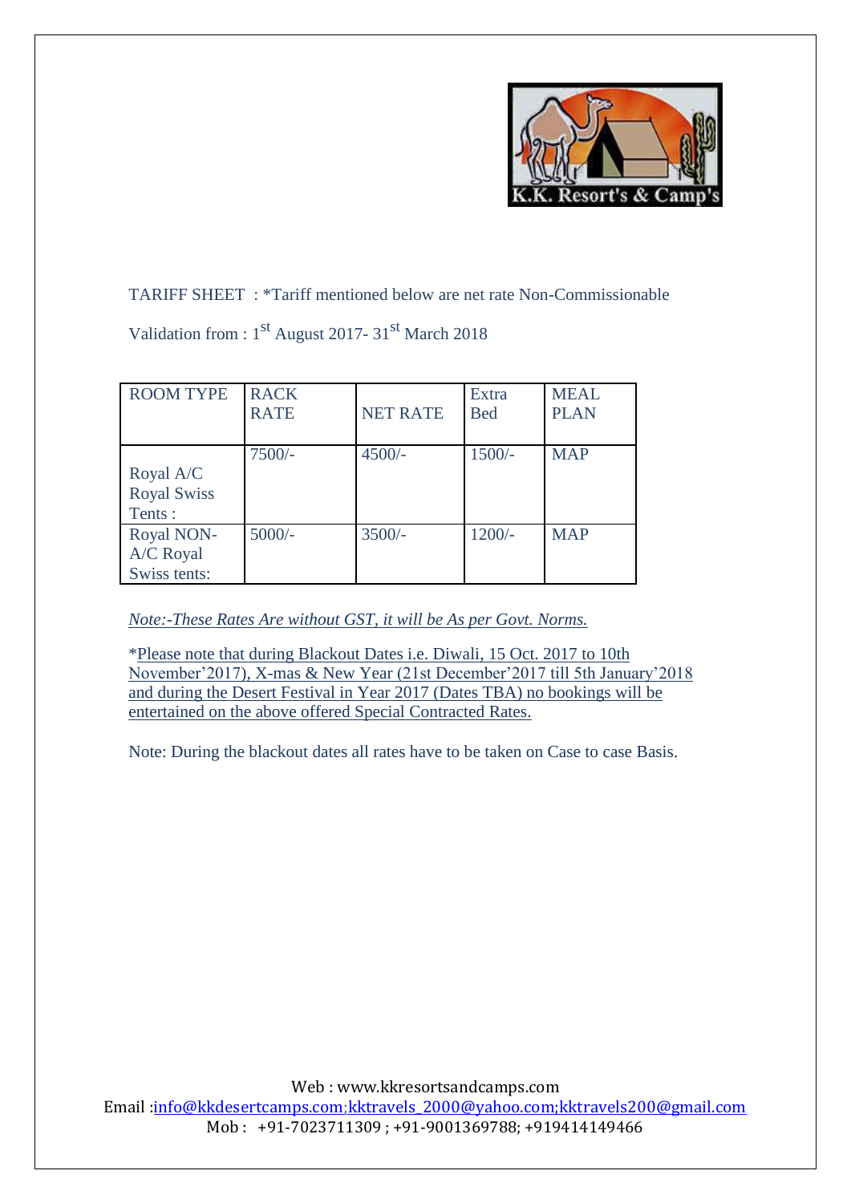K.K. Resort's & Camp's

TARIFF SHEET : *Tariff mentioned below are net rate Non-Commissionable

Validation from : 1st August 2017- 31st March 2018

| ROOM TYPE | RACK RATE | NET RATE | Extra Bed | MEAL PLAN |
|---|---|---|---|---|
| Royal A/C Royal Swiss Tents : | 7500/- | 4500/- | 1500/- | MAP |
| Royal NON-A/C Royal Swiss tents: | 5000/- | 3500/- | 1200/- | MAP |

*Note:-These Rates Are without GST, it will be As per Govt. Norms.*

*Please note that during Blackout Dates i.e. Diwali, 15 Oct. 2017 to 10th November'2017), X-mas & New Year (21st December'2017 till 5th January'2018 and during the Desert Festival in Year 2017 (Dates TBA) no bookings will be entertained on the above offered Special Contracted Rates.

Note: During the blackout dates all rates have to be taken on Case to case Basis.

Web : www.kkresortsandcamps.com
Email :info@kkdesertcamps.com;kktravels_2000@yahoo.com;kktravels200@gmail.com
Mob : +91-7023711309 ; +91-9001369788; +919414149466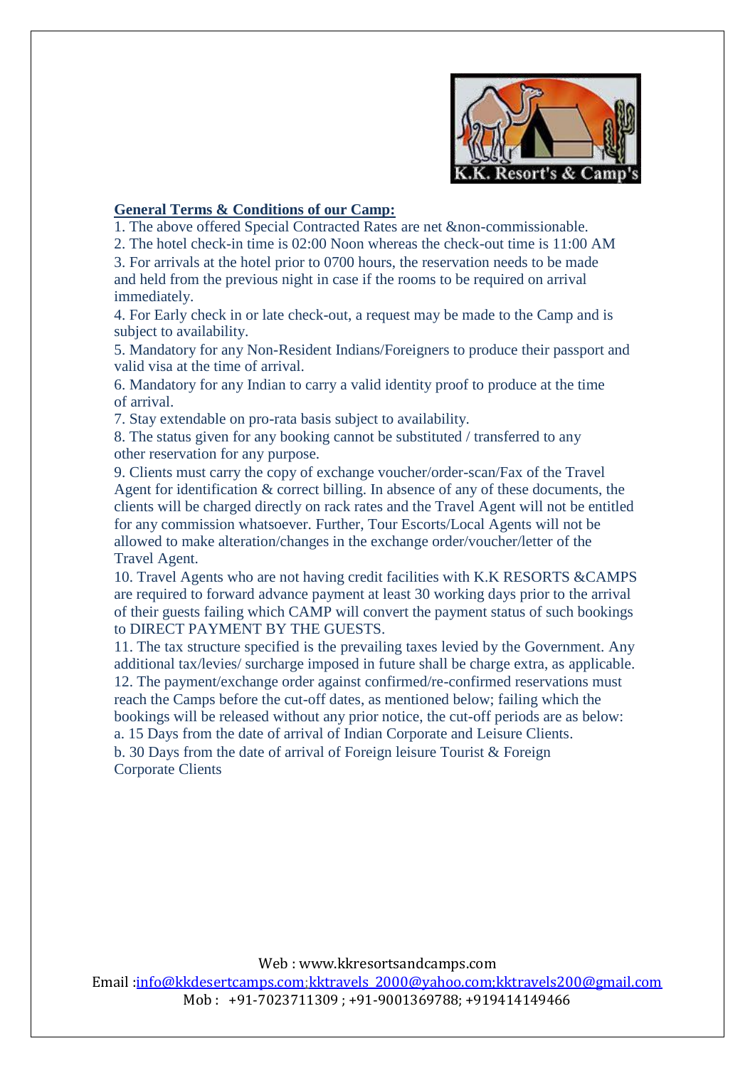## General Terms & Conditions of our Camp:

1. The above offered Special Contracted Rates are net &non-commissionable.
2. The hotel check-in time is 02:00 Noon whereas the check-out time is 11:00 AM
3. For arrivals at the hotel prior to 0700 hours, the reservation needs to be made and held from the previous night in case if the rooms to be required on arrival immediately.
4. For Early check in or late check-out, a request may be made to the Camp and is subject to availability.
5. Mandatory for any Non-Resident Indians/Foreigners to produce their passport and valid visa at the time of arrival.
6. Mandatory for any Indian to carry a valid identity proof to produce at the time of arrival.
7. Stay extendable on pro-rata basis subject to availability.
8. The status given for any booking cannot be substituted / transferred to any other reservation for any purpose.
9. Clients must carry the copy of exchange voucher/order-scan/Fax of the Travel Agent for identification & correct billing. In absence of any of these documents, the clients will be charged directly on rack rates and the Travel Agent will not be entitled for any commission whatsoever. Further, Tour Escorts/Local Agents will not be allowed to make alteration/changes in the exchange order/voucher/letter of the Travel Agent.
10. Travel Agents who are not having credit facilities with K.K RESORTS &CAMPS are required to forward advance payment at least 30 working days prior to the arrival of their guests failing which CAMP will convert the payment status of such bookings to DIRECT PAYMENT BY THE GUESTS.
11. The tax structure specified is the prevailing taxes levied by the Government. Any additional tax/levies/ surcharge imposed in future shall be charge extra, as applicable.
12. The payment/exchange order against confirmed/re-confirmed reservations must reach the Camps before the cut-off dates, as mentioned below; failing which the bookings will be released without any prior notice, the cut-off periods are as below:

a. 15 Days from the date of arrival of Indian Corporate and Leisure Clients.

b. 30 Days from the date of arrival of Foreign leisure Tourist & Foreign Corporate Clients

Web : www.kkresortsandcamps.com

Email :info@kkdesertcamps.com;kktravels_2000@yahoo.com;kktravels200@gmail.com

Mob : +91-7023711309 ; +91-9001369788; +919414149466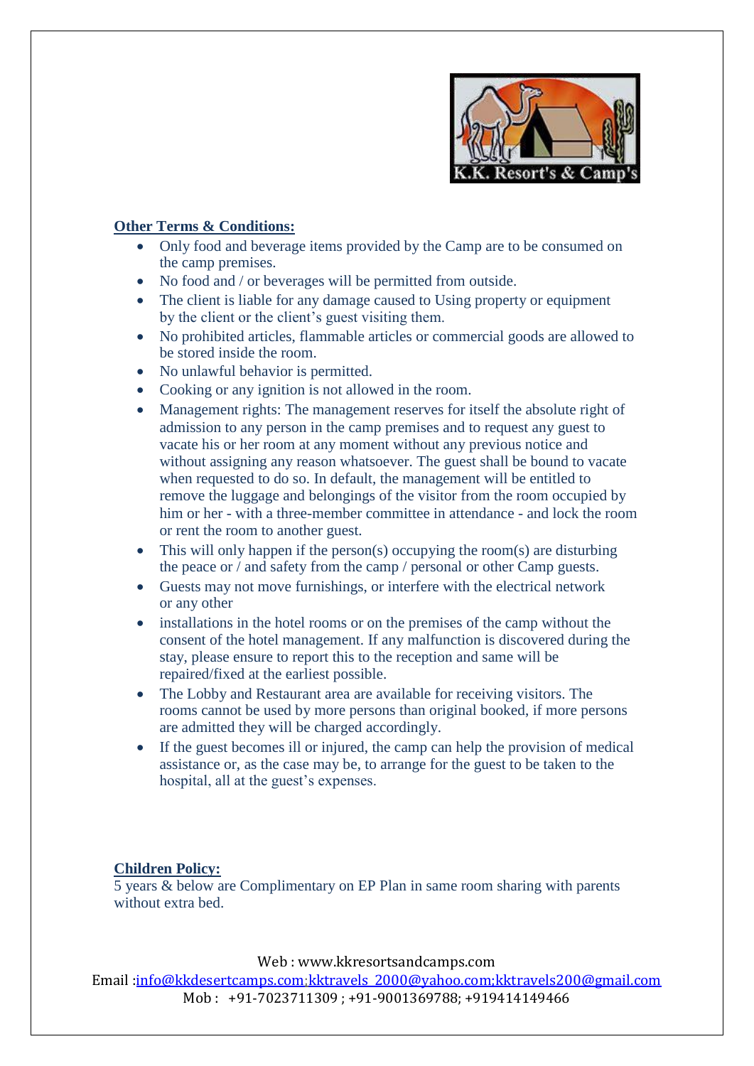## Other Terms & Conditions:

- Only food and beverage items provided by the Camp are to be consumed on the camp premises.
- No food and / or beverages will be permitted from outside.
- The client is liable for any damage caused to Using property or equipment by the client or the client's guest visiting them.
- No prohibited articles, flammable articles or commercial goods are allowed to be stored inside the room.
- No unlawful behavior is permitted.
- Cooking or any ignition is not allowed in the room.
- Management rights: The management reserves for itself the absolute right of admission to any person in the camp premises and to request any guest to vacate his or her room at any moment without any previous notice and without assigning any reason whatsoever. The guest shall be bound to vacate when requested to do so. In default, the management will be entitled to remove the luggage and belongings of the visitor from the room occupied by him or her - with a three-member committee in attendance - and lock the room or rent the room to another guest.
- This will only happen if the person(s) occupying the room(s) are disturbing the peace or / and safety from the camp / personal or other Camp guests.
- Guests may not move furnishings, or interfere with the electrical network or any other
- installations in the hotel rooms or on the premises of the camp without the consent of the hotel management. If any malfunction is discovered during the stay, please ensure to report this to the reception and same will be repaired/fixed at the earliest possible.
- The Lobby and Restaurant area are available for receiving visitors. The rooms cannot be used by more persons than original booked, if more persons are admitted they will be charged accordingly.
- If the guest becomes ill or injured, the camp can help the provision of medical assistance or, as the case may be, to arrange for the guest to be taken to the hospital, all at the guest's expenses.

## Children Policy:

5 years & below are Complimentary on EP Plan in same room sharing with parents without extra bed.

Web : www.kkresortsandcamps.com
Email :info@kkdesertcamps.com;kktravels_2000@yahoo.com;kktravels200@gmail.com
Mob : +91-7023711309 ; +91-9001369788; +919414149466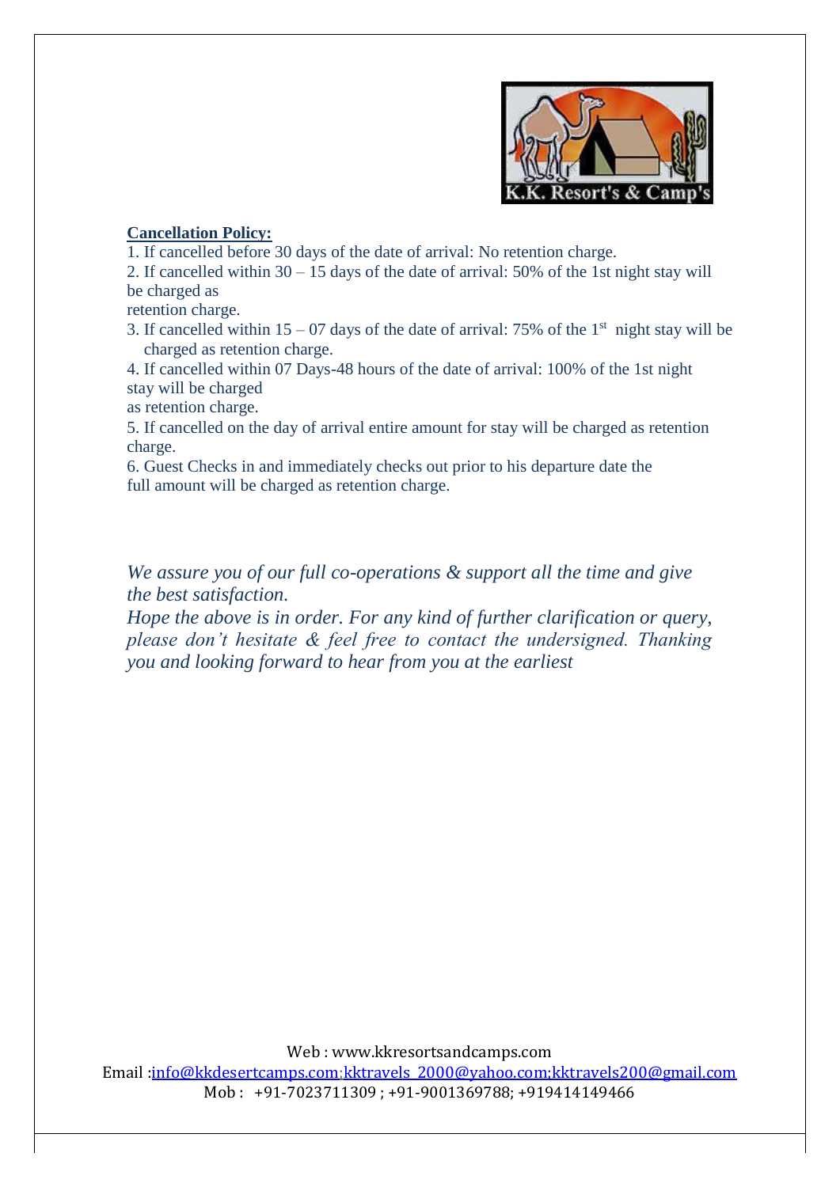**Cancellation Policy:**

1. If cancelled before 30 days of the date of arrival: No retention charge.
2. If cancelled within 30 – 15 days of the date of arrival: 50% of the 1st night stay will be charged as retention charge.
3. If cancelled within 15 – 07 days of the date of arrival: 75% of the 1st night stay will be charged as retention charge.
4. If cancelled within 07 Days-48 hours of the date of arrival: 100% of the 1st night stay will be charged as retention charge.
5. If cancelled on the day of arrival entire amount for stay will be charged as retention charge.
6. Guest Checks in and immediately checks out prior to his departure date the full amount will be charged as retention charge.

*We assure you of our full co-operations & support all the time and give the best satisfaction.*

*Hope the above is in order. For any kind of further clarification or query, please don't hesitate & feel free to contact the undersigned. Thanking you and looking forward to hear from you at the earliest*

Web : www.kkresortsandcamps.com

Email :info@kkdesertcamps.com;kktravels_2000@yahoo.com;kktravels200@gmail.com

Mob : +91-7023711309 ; +91-9001369788; +919414149466